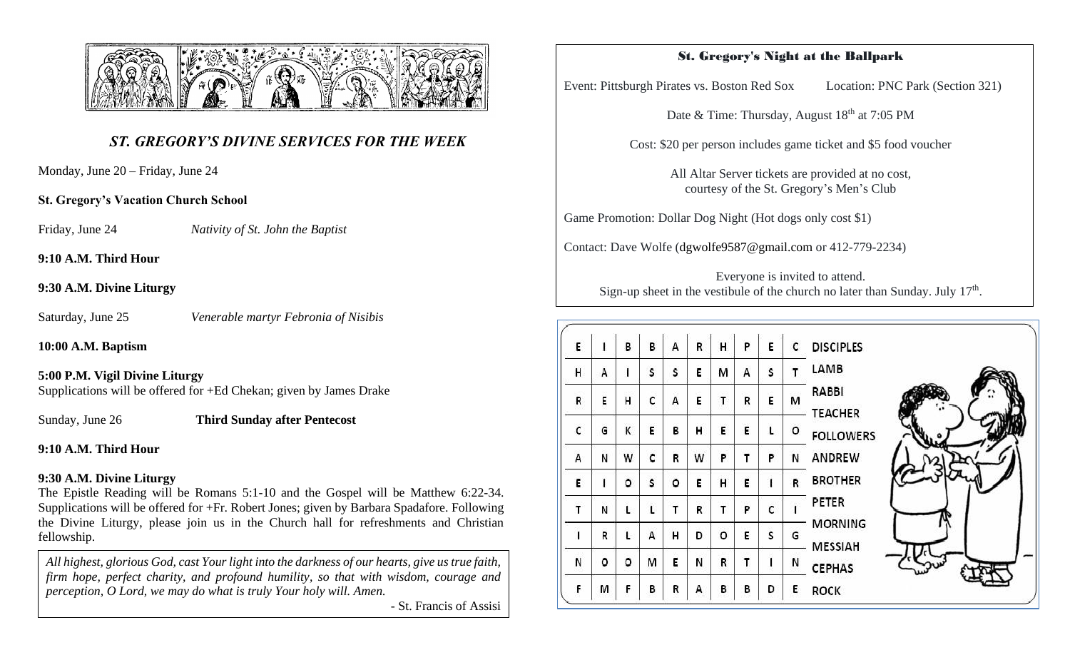## *ST. GREGORY'S DIVINE SERVICES FOR THE WEEK*

Monday, June 20 – Friday, June 24

**St. Gregory's Vacation Church School**

Friday, June 24 *Nativity of St. John the Baptist*

**9:10 A.M. Third Hour**

**9:30 A.M. Divine Liturgy**

Saturday, June 25 *Venerable martyr Febronia of Nisibis*

**10:00 A.M. Baptism**

**5:00 P.M. Vigil Divine Liturgy**
Supplications will be offered for +Ed Chekan; given by James Drake

Sunday, June 26 **Third Sunday after Pentecost**

**9:10 A.M. Third Hour**

**9:30 A.M. Divine Liturgy**
The Epistle Reading will be Romans 5:1-10 and the Gospel will be Matthew 6:22-34. Supplications will be offered for +Fr. Robert Jones; given by Barbara Spadafore. Following the Divine Liturgy, please join us in the Church hall for refreshments and Christian fellowship.

*All highest, glorious God, cast Your light into the darkness of our hearts, give us true faith, firm hope, perfect charity, and profound humility, so that with wisdom, courage and perception, O Lord, we may do what is truly Your holy will. Amen.*

- St. Francis of Assisi

### St. Gregory's Night at the Ballpark

Event: Pittsburgh Pirates vs. Boston Red Sox Location: PNC Park (Section 321)

Date & Time: Thursday, August 18th at 7:05 PM

Cost: $20 per person includes game ticket and $5 food voucher

All Altar Server tickets are provided at no cost, courtesy of the St. Gregory's Men's Club

Game Promotion: Dollar Dog Night (Hot dogs only cost $1)

Contact: Dave Wolfe (dgwolfe9587@gmail.com or 412-779-2234)

Everyone is invited to attend.
Sign-up sheet in the vestibule of the church no later than Sunday. July 17th.

| | | | | | | | | | |
|---|---|---|---|---|---|---|---|---|---|
| E | I | B | B | A | R | H | P | E | C |
| H | A | I | S | S | E | M | A | S | T |
| R | E | H | C | A | E | T | R | E | M |
| C | G | K | E | B | H | E | E | L | O |
| A | N | W | C | R | W | P | T | P | N |
| E | I | O | S | O | E | H | E | I | R |
| T | N | L | L | T | R | T | P | C | I |
| I | R | L | A | H | D | O | E | S | G |
| N | O | O | M | E | N | R | T | I | N |
| F | M | F | B | R | A | B | B | D | E |

DISCIPLES
LAMB
RABBI
TEACHER
FOLLOWERS
ANDREW
BROTHER
PETER
MORNING
MESSIAH
CEPHAS
ROCK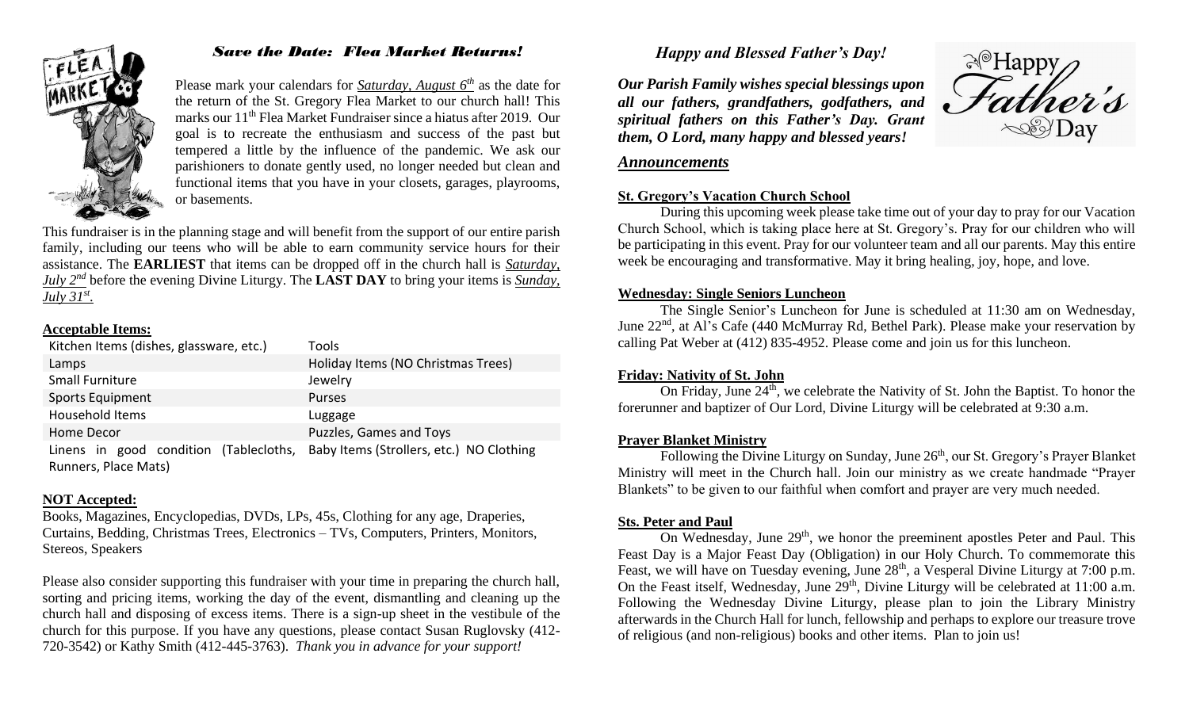## ***Save the Date: Flea Market Returns!***

Please mark your calendars for ***Saturday, August 6th*** as the date for the return of the St. Gregory Flea Market to our church hall! This marks our 11th Flea Market Fundraiser since a hiatus after 2019. Our goal is to recreate the enthusiasm and success of the past but tempered a little by the influence of the pandemic. We ask our parishioners to donate gently used, no longer needed but clean and functional items that you have in your closets, garages, playrooms, or basements.

This fundraiser is in the planning stage and will benefit from the support of our entire parish family, including our teens who will be able to earn community service hours for their assistance. The **EARLIEST** that items can be dropped off in the church hall is *Saturday, July 2nd* before the evening Divine Liturgy. The **LAST DAY** to bring your items is *Sunday, July 31st*.

**Acceptable Items:**

| | |
|---|---|
| Kitchen Items (dishes, glassware, etc.) | Tools |
| Lamps | Holiday Items (NO Christmas Trees) |
| Small Furniture | Jewelry |
| Sports Equipment | Purses |
| Household Items | Luggage |
| Home Decor | Puzzles, Games and Toys |
| Linens in good condition (Tablecloths, Runners, Place Mats) | Baby Items (Strollers, etc.) NO Clothing |

**NOT Accepted:**

Books, Magazines, Encyclopedias, DVDs, LPs, 45s, Clothing for any age, Draperies, Curtains, Bedding, Christmas Trees, Electronics – TVs, Computers, Printers, Monitors, Stereos, Speakers

Please also consider supporting this fundraiser with your time in preparing the church hall, sorting and pricing items, working the day of the event, dismantling and cleaning up the church hall and disposing of excess items. There is a sign-up sheet in the vestibule of the church for this purpose. If you have any questions, please contact Susan Ruglovsky (412-720-3542) or Kathy Smith (412-445-3763). *Thank you in advance for your support!*

## *Happy and Blessed Father's Day!*

***Our Parish Family wishes special blessings upon all our fathers, grandfathers, godfathers, and spiritual fathers on this Father's Day. Grant them, O Lord, many happy and blessed years!***

## ***Announcements***

**St. Gregory's Vacation Church School**

During this upcoming week please take time out of your day to pray for our Vacation Church School, which is taking place here at St. Gregory's. Pray for our children who will be participating in this event. Pray for our volunteer team and all our parents. May this entire week be encouraging and transformative. May it bring healing, joy, hope, and love.

**Wednesday: Single Seniors Luncheon**

The Single Senior's Luncheon for June is scheduled at 11:30 am on Wednesday, June 22nd, at Al's Cafe (440 McMurray Rd, Bethel Park). Please make your reservation by calling Pat Weber at (412) 835-4952. Please come and join us for this luncheon.

**Friday: Nativity of St. John**

On Friday, June 24th, we celebrate the Nativity of St. John the Baptist. To honor the forerunner and baptizer of Our Lord, Divine Liturgy will be celebrated at 9:30 a.m.

**Prayer Blanket Ministry**

Following the Divine Liturgy on Sunday, June 26th, our St. Gregory's Prayer Blanket Ministry will meet in the Church hall. Join our ministry as we create handmade "Prayer Blankets" to be given to our faithful when comfort and prayer are very much needed.

**Sts. Peter and Paul**

On Wednesday, June 29th, we honor the preeminent apostles Peter and Paul. This Feast Day is a Major Feast Day (Obligation) in our Holy Church. To commemorate this Feast, we will have on Tuesday evening, June 28th, a Vesperal Divine Liturgy at 7:00 p.m. On the Feast itself, Wednesday, June 29th, Divine Liturgy will be celebrated at 11:00 a.m. Following the Wednesday Divine Liturgy, please plan to join the Library Ministry afterwards in the Church Hall for lunch, fellowship and perhaps to explore our treasure trove of religious (and non-religious) books and other items. Plan to join us!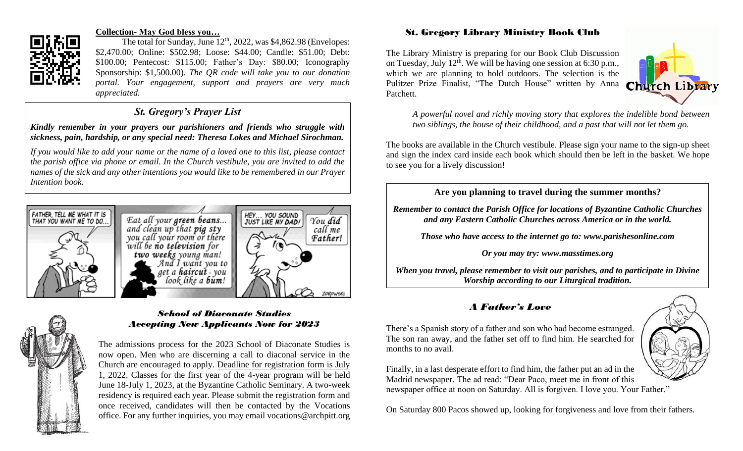**Collection- May God bless you…**

The total for Sunday, June 12th, 2022, was $4,862.98 (Envelopes: $2,470.00; Online: $502.98; Loose: $44.00; Candle: $51.00; Debt: $100.00; Pentecost: $115.00; Father's Day: $80.00; Iconography Sponsorship: $1,500.00). *The QR code will take you to our donation portal. Your engagement, support and prayers are very much appreciated.*

## *St. Gregory's Prayer List*

***Kindly remember in your prayers our parishioners and friends who struggle with sickness, pain, hardship, or any special need: Theresa Lokes and Michael Sirochman.***

*If you would like to add your name or the name of a loved one to this list, please contact the parish office via phone or email. In the Church vestibule, you are invited to add the names of the sick and any other intentions you would like to be remembered in our Prayer Intention book.*

## ***School of Diaconate Studies Accepting New Applicants Now for 2023***

The admissions process for the 2023 School of Diaconate Studies is now open. Men who are discerning a call to diaconal service in the Church are encouraged to apply. Deadline for registration form is July 1, 2022. Classes for the first year of the 4-year program will be held June 18-July 1, 2023, at the Byzantine Catholic Seminary. A two-week residency is required each year. Please submit the registration form and once received, candidates will then be contacted by the Vocations office. For any further inquiries, you may email vocations@archpitt.org

## **St. Gregory Library Ministry Book Club**

The Library Ministry is preparing for our Book Club Discussion on Tuesday, July 12th. We will be having one session at 6:30 p.m., which we are planning to hold outdoors. The selection is the Pulitzer Prize Finalist, "The Dutch House" written by Anna Patchett.

*A powerful novel and richly moving story that explores the indelible bond between two siblings, the house of their childhood, and a past that will not let them go.*

The books are available in the Church vestibule. Please sign your name to the sign-up sheet and sign the index card inside each book which should then be left in the basket. We hope to see you for a lively discussion!

## **Are you planning to travel during the summer months?**

***Remember to contact the Parish Office for locations of Byzantine Catholic Churches and any Eastern Catholic Churches across America or in the world.***

***Those who have access to the internet go to: www.parishesonline.com***

***Or you may try: www.masstimes.org***

***When you travel, please remember to visit our parishes, and to participate in Divine Worship according to our Liturgical tradition.***

## ***A Father's Love***

There's a Spanish story of a father and son who had become estranged. The son ran away, and the father set off to find him. He searched for months to no avail.

Finally, in a last desperate effort to find him, the father put an ad in the Madrid newspaper. The ad read: "Dear Paco, meet me in front of this newspaper office at noon on Saturday. All is forgiven. I love you. Your Father."

On Saturday 800 Pacos showed up, looking for forgiveness and love from their fathers.